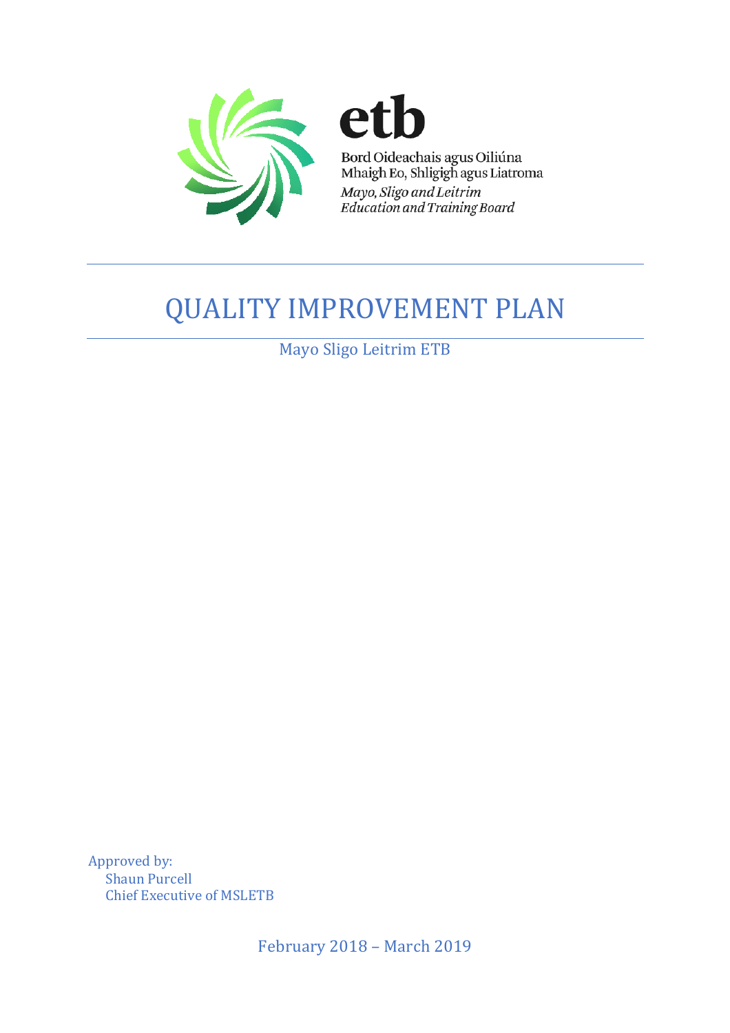etb

Bord Oideachais agus Oiliúna
Mhaigh Eo, Shligigh agus Liatroma
*Mayo, Sligo and Leitrim*
*Education and Training Board*

# QUALITY IMPROVEMENT PLAN

Mayo Sligo Leitrim ETB

Approved by:
Shaun Purcell
Chief Executive of MSLETB

February 2018 – March 2019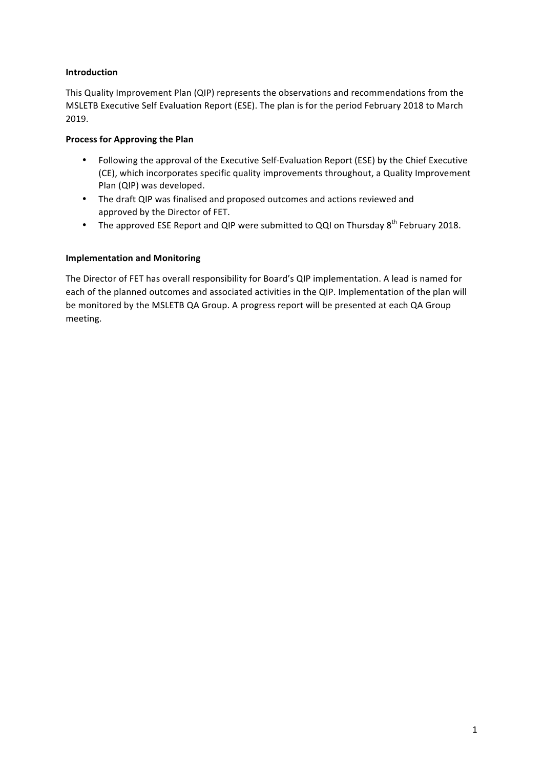**Introduction**

This Quality Improvement Plan (QIP) represents the observations and recommendations from the MSLETB Executive Self Evaluation Report (ESE). The plan is for the period February 2018 to March 2019.

**Process for Approving the Plan**

- Following the approval of the Executive Self-Evaluation Report (ESE) by the Chief Executive (CE), which incorporates specific quality improvements throughout, a Quality Improvement Plan (QIP) was developed.
- The draft QIP was finalised and proposed outcomes and actions reviewed and approved by the Director of FET.
- The approved ESE Report and QIP were submitted to QQI on Thursday 8th February 2018.

**Implementation and Monitoring**

The Director of FET has overall responsibility for Board's QIP implementation. A lead is named for each of the planned outcomes and associated activities in the QIP. Implementation of the plan will be monitored by the MSLETB QA Group. A progress report will be presented at each QA Group meeting.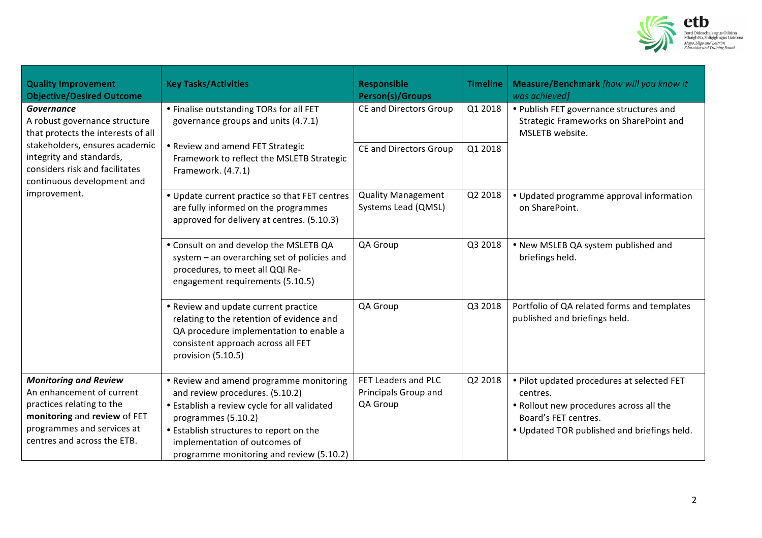| **Quality Improvement Objective/Desired Outcome** | **Key Tasks/Activities** | **Responsible Person(s)/Groups** | **Timeline** | **Measure/Benchmark** *[how will you know it was achieved]* |
|---|---|---|---|---|
| ***Governance*** A robust governance structure that protects the interests of all stakeholders, ensures academic integrity and standards, considers risk and facilitates continuous development and improvement. | • Finalise outstanding TORs for all FET governance groups and units (4.7.1) | CE and Directors Group | Q1 2018 | • Publish FET governance structures and Strategic Frameworks on SharePoint and MSLETB website. |
| | • Review and amend FET Strategic Framework to reflect the MSLETB Strategic Framework. (4.7.1) | CE and Directors Group | Q1 2018 | |
| | • Update current practice so that FET centres are fully informed on the programmes approved for delivery at centres. (5.10.3) | Quality Management Systems Lead (QMSL) | Q2 2018 | • Updated programme approval information on SharePoint. |
| | • Consult on and develop the MSLETB QA system – an overarching set of policies and procedures, to meet all QQI Re-engagement requirements (5.10.5) | QA Group | Q3 2018 | • New MSLEB QA system published and briefings held. |
| | • Review and update current practice relating to the retention of evidence and QA procedure implementation to enable a consistent approach across all FET provision (5.10.5) | QA Group | Q3 2018 | Portfolio of QA related forms and templates published and briefings held. |
| ***Monitoring and Review*** An enhancement of current practices relating to the **monitoring** and **review** of FET programmes and services at centres and across the ETB. | • Review and amend programme monitoring and review procedures. (5.10.2)<br>• Establish a review cycle for all validated programmes (5.10.2)<br>• Establish structures to report on the implementation of outcomes of programme monitoring and review (5.10.2) | FET Leaders and PLC Principals Group and QA Group | Q2 2018 | • Pilot updated procedures at selected FET centres.<br>• Rollout new procedures across all the Board's FET centres.<br>• Updated TOR published and briefings held. |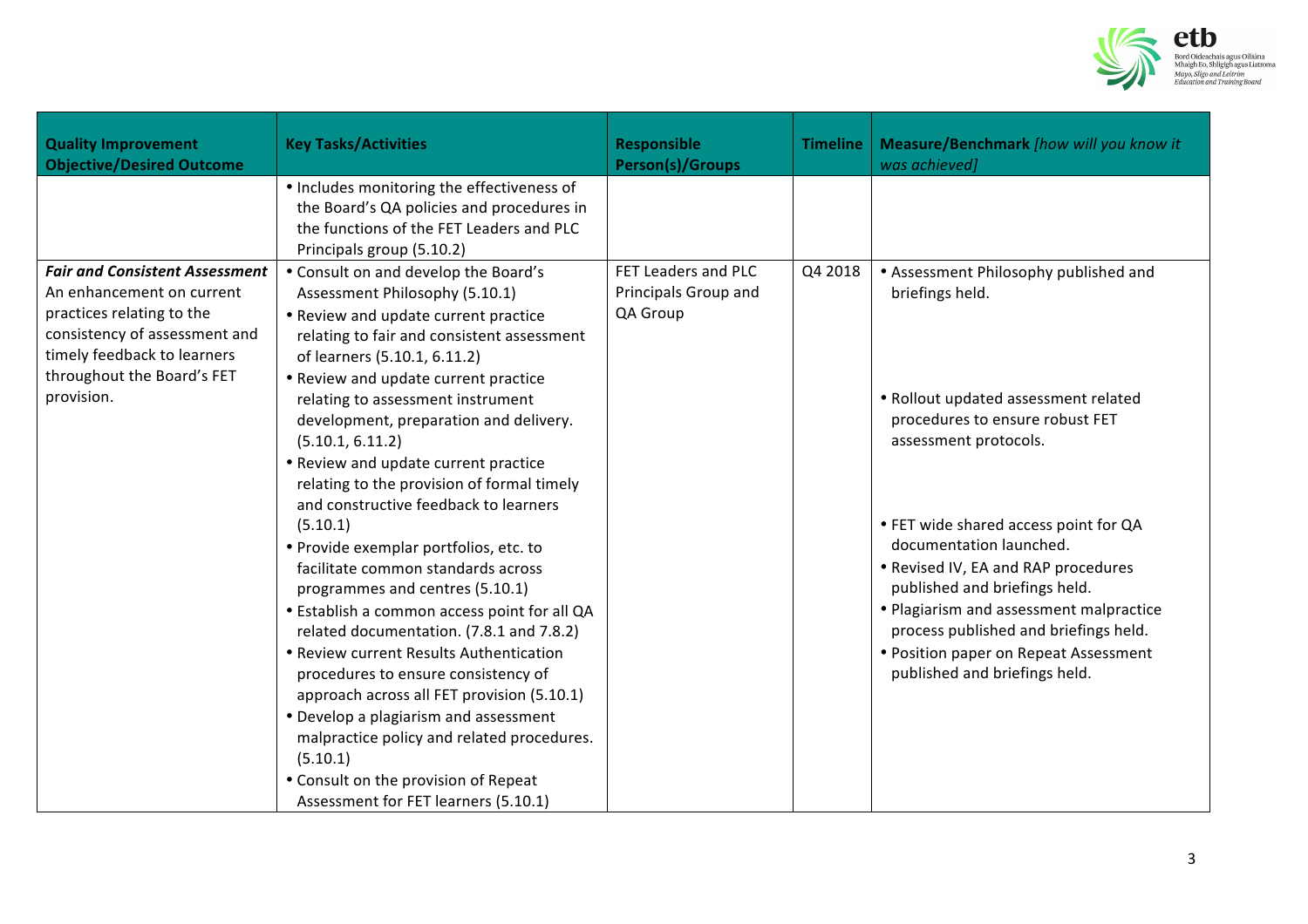| Quality Improvement Objective/Desired Outcome | Key Tasks/Activities | Responsible Person(s)/Groups | Timeline | Measure/Benchmark *[how will you know it was achieved]* |
|---|---|---|---|---|
| | • Includes monitoring the effectiveness of the Board's QA policies and procedures in the functions of the FET Leaders and PLC Principals group (5.10.2) | | | |
| ***Fair and Consistent Assessment*** An enhancement on current practices relating to the consistency of assessment and timely feedback to learners throughout the Board's FET provision. | • Consult on and develop the Board's Assessment Philosophy (5.10.1)<br>• Review and update current practice relating to fair and consistent assessment of learners (5.10.1, 6.11.2)<br>• Review and update current practice relating to assessment instrument development, preparation and delivery. (5.10.1, 6.11.2)<br>• Review and update current practice relating to the provision of formal timely and constructive feedback to learners (5.10.1)<br>• Provide exemplar portfolios, etc. to facilitate common standards across programmes and centres (5.10.1)<br>• Establish a common access point for all QA related documentation. (7.8.1 and 7.8.2)<br>• Review current Results Authentication procedures to ensure consistency of approach across all FET provision (5.10.1)<br>• Develop a plagiarism and assessment malpractice policy and related procedures. (5.10.1)<br>• Consult on the provision of Repeat Assessment for FET learners (5.10.1) | FET Leaders and PLC Principals Group and QA Group | Q4 2018 | • Assessment Philosophy published and briefings held.<br>• Rollout updated assessment related procedures to ensure robust FET assessment protocols.<br>• FET wide shared access point for QA documentation launched.<br>• Revised IV, EA and RAP procedures published and briefings held.<br>• Plagiarism and assessment malpractice process published and briefings held.<br>• Position paper on Repeat Assessment published and briefings held. |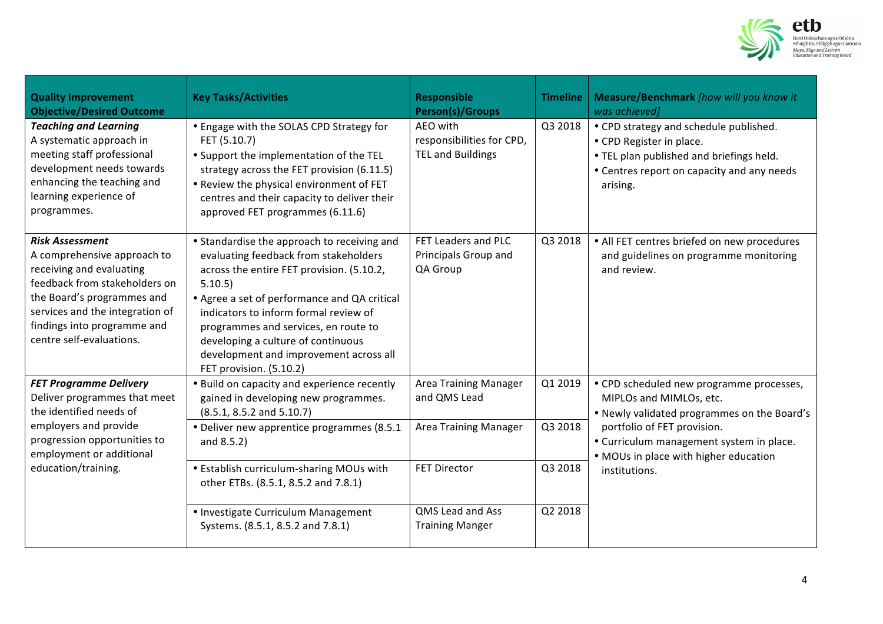| Quality Improvement Objective/Desired Outcome | Key Tasks/Activities | Responsible Person(s)/Groups | Timeline | Measure/Benchmark *[how will you know it was achieved]* |
|---|---|---|---|---|
| ***Teaching and Learning*** A systematic approach in meeting staff professional development needs towards enhancing the teaching and learning experience of programmes. | • Engage with the SOLAS CPD Strategy for FET (5.10.7) • Support the implementation of the TEL strategy across the FET provision (6.11.5) • Review the physical environment of FET centres and their capacity to deliver their approved FET programmes (6.11.6) | AEO with responsibilities for CPD, TEL and Buildings | Q3 2018 | • CPD strategy and schedule published. • CPD Register in place. • TEL plan published and briefings held. • Centres report on capacity and any needs arising. |
| ***Risk Assessment*** A comprehensive approach to receiving and evaluating feedback from stakeholders on the Board's programmes and services and the integration of findings into programme and centre self-evaluations. | • Standardise the approach to receiving and evaluating feedback from stakeholders across the entire FET provision. (5.10.2, 5.10.5) • Agree a set of performance and QA critical indicators to inform formal review of programmes and services, en route to developing a culture of continuous development and improvement across all FET provision. (5.10.2) | FET Leaders and PLC Principals Group and QA Group | Q3 2018 | • All FET centres briefed on new procedures and guidelines on programme monitoring and review. |
| ***FET Programme Delivery*** Deliver programmes that meet the identified needs of employers and provide progression opportunities to employment or additional education/training. | • Build on capacity and experience recently gained in developing new programmes. (8.5.1, 8.5.2 and 5.10.7) | Area Training Manager and QMS Lead | Q1 2019 | • CPD scheduled new programme processes, MIPLOs and MIMLOs, etc. • Newly validated programmes on the Board's portfolio of FET provision. • Curriculum management system in place. • MOUs in place with higher education institutions. |
| | • Deliver new apprentice programmes (8.5.1 and 8.5.2) | Area Training Manager | Q3 2018 | |
| | • Establish curriculum-sharing MOUs with other ETBs. (8.5.1, 8.5.2 and 7.8.1) | FET Director | Q3 2018 | |
| | • Investigate Curriculum Management Systems. (8.5.1, 8.5.2 and 7.8.1) | QMS Lead and Ass Training Manger | Q2 2018 | |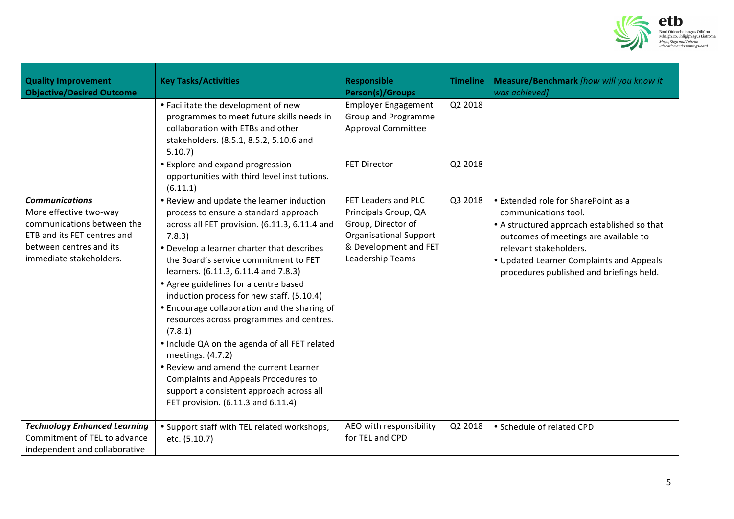| Quality Improvement Objective/Desired Outcome | Key Tasks/Activities | Responsible Person(s)/Groups | Timeline | Measure/Benchmark *[how will you know it was achieved]* |
|---|---|---|---|---|
| | • Facilitate the development of new programmes to meet future skills needs in collaboration with ETBs and other stakeholders. (8.5.1, 8.5.2, 5.10.6 and 5.10.7) | Employer Engagement Group and Programme Approval Committee | Q2 2018 | |
| | • Explore and expand progression opportunities with third level institutions. (6.11.1) | FET Director | Q2 2018 | |
| ***Communications*** More effective two-way communications between the ETB and its FET centres and between centres and its immediate stakeholders. | • Review and update the learner induction process to ensure a standard approach across all FET provision. (6.11.3, 6.11.4 and 7.8.3) • Develop a learner charter that describes the Board's service commitment to FET learners. (6.11.3, 6.11.4 and 7.8.3) • Agree guidelines for a centre based induction process for new staff. (5.10.4) • Encourage collaboration and the sharing of resources across programmes and centres. (7.8.1) • Include QA on the agenda of all FET related meetings. (4.7.2) • Review and amend the current Learner Complaints and Appeals Procedures to support a consistent approach across all FET provision. (6.11.3 and 6.11.4) | FET Leaders and PLC Principals Group, QA Group, Director of Organisational Support & Development and FET Leadership Teams | Q3 2018 | • Extended role for SharePoint as a communications tool. • A structured approach established so that outcomes of meetings are available to relevant stakeholders. • Updated Learner Complaints and Appeals procedures published and briefings held. |
| ***Technology Enhanced Learning*** Commitment of TEL to advance independent and collaborative | • Support staff with TEL related workshops, etc. (5.10.7) | AEO with responsibility for TEL and CPD | Q2 2018 | • Schedule of related CPD |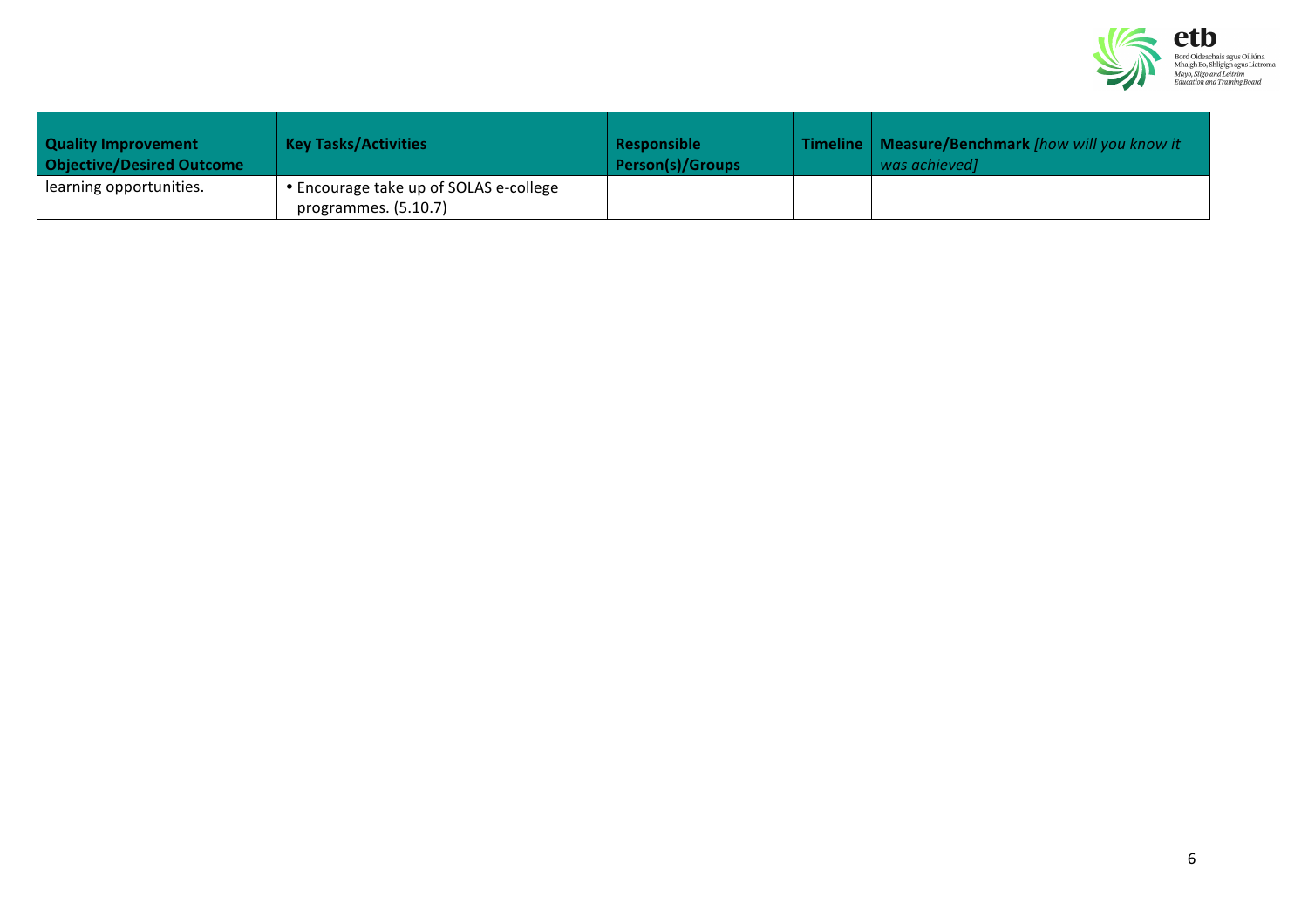| Quality Improvement Objective/Desired Outcome | Key Tasks/Activities | Responsible Person(s)/Groups | Timeline | Measure/Benchmark *[how will you know it was achieved]* |
|---|---|---|---|---|
| learning opportunities. | • Encourage take up of SOLAS e-college programmes. (5.10.7) | | | |